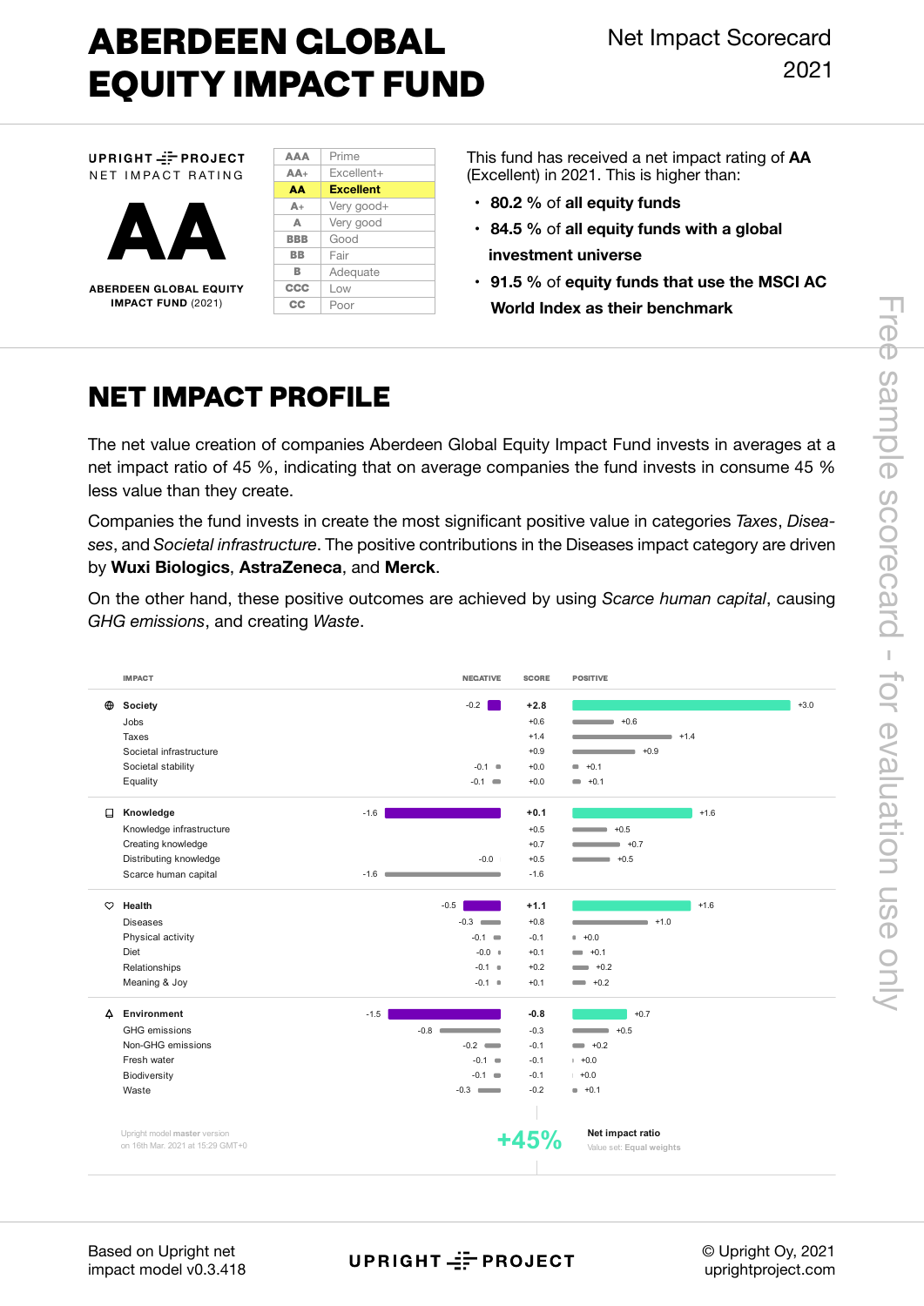# ABERDEEN GLOBAL EQUITY IMPACT FUND

Net Impact Scorecard 2021

**UPRIGHT PROJECT**
NET IMPACT RATING

# AA

**ABERDEEN GLOBAL EQUITY IMPACT FUND** (2021)

| | |
|---|---|
| AAA | Prime |
| AA+ | Excellent+ |
| **AA** | **Excellent** |
| A+ | Very good+ |
| A | Very good |
| BBB | Good |
| BB | Fair |
| B | Adequate |
| CCC | Low |
| CC | Poor |

This fund has received a net impact rating of **AA** (Excellent) in 2021. This is higher than:

- **80.2 %** of **all equity funds**
- **84.5 %** of **all equity funds with a global investment universe**
- **91.5 %** of **equity funds that use the MSCI AC World Index as their benchmark**

## NET IMPACT PROFILE

The net value creation of companies Aberdeen Global Equity Impact Fund invests in averages at a net impact ratio of 45 %, indicating that on average companies the fund invests in consume 45 % less value than they create.

Companies the fund invests in create the most significant positive value in categories *Taxes*, *Diseases*, and *Societal infrastructure*. The positive contributions in the Diseases impact category are driven by **Wuxi Biologics**, **AstraZeneca**, and **Merck**.

On the other hand, these positive outcomes are achieved by using *Scarce human capital*, causing *GHG emissions*, and creating *Waste*.

| IMPACT | NEGATIVE | SCORE | POSITIVE |
|---|---|---|---|
| **Society** | -0.2 | **+2.8** | +3.0 |
| Jobs | | +0.6 | +0.6 |
| Taxes | | +1.4 | +1.4 |
| Societal infrastructure | | +0.9 | +0.9 |
| Societal stability | -0.1 | +0.0 | +0.1 |
| Equality | -0.1 | +0.0 | +0.1 |
| **Knowledge** | -1.6 | **+0.1** | +1.6 |
| Knowledge infrastructure | | +0.5 | +0.5 |
| Creating knowledge | | +0.7 | +0.7 |
| Distributing knowledge | -0.0 | +0.5 | +0.5 |
| Scarce human capital | -1.6 | -1.6 | |
| **Health** | -0.5 | **+1.1** | +1.6 |
| Diseases | -0.3 | +0.8 | +1.0 |
| Physical activity | -0.1 | -0.1 | +0.0 |
| Diet | -0.0 | +0.1 | +0.1 |
| Relationships | -0.1 | +0.2 | +0.2 |
| Meaning & Joy | -0.1 | +0.1 | +0.2 |
| **Environment** | -1.5 | **-0.8** | +0.7 |
| GHG emissions | -0.8 | -0.3 | +0.5 |
| Non-GHG emissions | -0.2 | -0.1 | +0.2 |
| Fresh water | -0.1 | -0.1 | +0.0 |
| Biodiversity | -0.1 | -0.1 | +0.0 |
| Waste | -0.3 | -0.2 | +0.1 |

Upright model **master** version on 16th Mar. 2021 at 15:29 GMT+0

**+45%** **Net impact ratio**
Value set: **Equal weights**

Based on Upright net impact model v0.3.418

UPRIGHT PROJECT

© Upright Oy, 2021
uprightproject.com

Free sample scorecard - for evaluation use only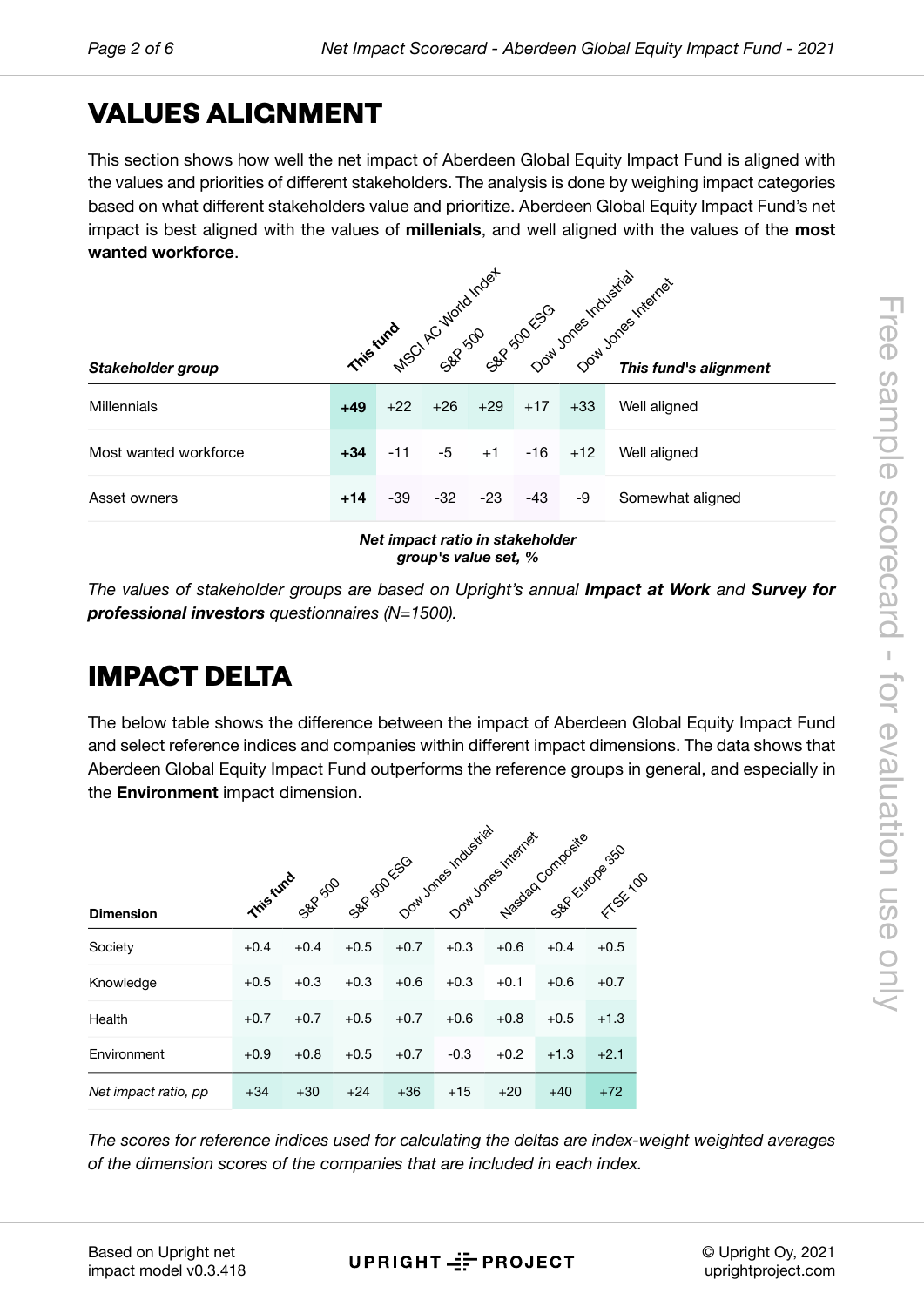# VALUES ALIGNMENT

This section shows how well the net impact of Aberdeen Global Equity Impact Fund is aligned with the values and priorities of different stakeholders. The analysis is done by weighing impact categories based on what different stakeholders value and prioritize. Aberdeen Global Equity Impact Fund's net impact is best aligned with the values of **millenials**, and well aligned with the values of the **most wanted workforce**.

| *Stakeholder group* | This fund | MSCI AC World Index | S&P 500 | S&P 500 ESG | Dow Jones Industrial | Dow Jones Internet | *This fund's alignment* |
|---|---|---|---|---|---|---|---|
| Millennials | **+49** | +22 | +26 | +29 | +17 | +33 | Well aligned |
| Most wanted workforce | **+34** | -11 | -5 | +1 | -16 | +12 | Well aligned |
| Asset owners | **+14** | -39 | -32 | -23 | -43 | -9 | Somewhat aligned |

***Net impact ratio in stakeholder group's value set, %***

*The values of stakeholder groups are based on Upright's annual **Impact at Work** and **Survey for professional investors** questionnaires (N=1500).*

# IMPACT DELTA

The below table shows the difference between the impact of Aberdeen Global Equity Impact Fund and select reference indices and companies within different impact dimensions. The data shows that Aberdeen Global Equity Impact Fund outperforms the reference groups in general, and especially in the **Environment** impact dimension.

| **Dimension** | This fund | S&P 500 | S&P 500 ESG | Dow Jones Industrial | Dow Jones Internet | Nasdaq Composite | S&P Europe 350 | FTSE 100 |
|---|---|---|---|---|---|---|---|---|
| Society | +0.4 | +0.4 | +0.5 | +0.7 | +0.3 | +0.6 | +0.4 | +0.5 |
| Knowledge | +0.5 | +0.3 | +0.3 | +0.6 | +0.3 | +0.1 | +0.6 | +0.7 |
| Health | +0.7 | +0.7 | +0.5 | +0.7 | +0.6 | +0.8 | +0.5 | +1.3 |
| Environment | +0.9 | +0.8 | +0.5 | +0.7 | -0.3 | +0.2 | +1.3 | +2.1 |
| *Net impact ratio, pp* | +34 | +30 | +24 | +36 | +15 | +20 | +40 | +72 |

*The scores for reference indices used for calculating the deltas are index-weight weighted averages of the dimension scores of the companies that are included in each index.*

Based on Upright net impact model v0.3.418

© Upright Oy, 2021
uprightproject.com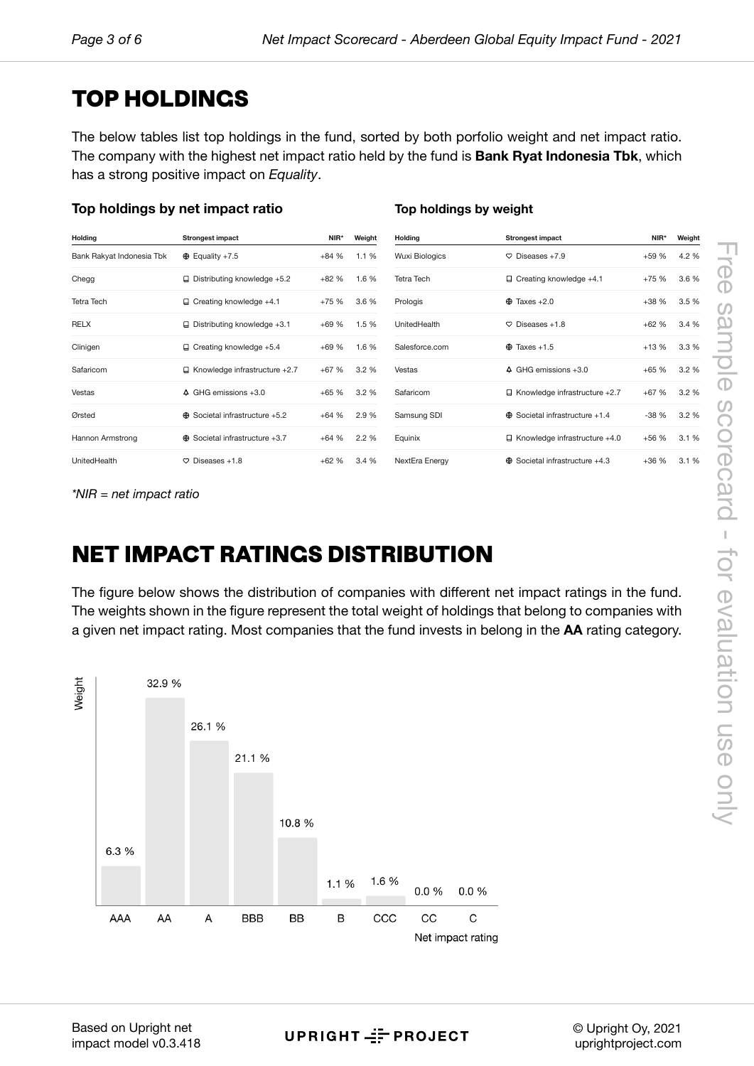# TOP HOLDINGS

The below tables list top holdings in the fund, sorted by both porfolio weight and net impact ratio. The company with the highest net impact ratio held by the fund is **Bank Ryat Indonesia Tbk**, which has a strong positive impact on *Equality*.

### Top holdings by net impact ratio

| Holding | Strongest impact | NIR* | Weight |
|---|---|---|---|
| Bank Rakyat Indonesia Tbk | Equality +7.5 | +84 % | 1.1 % |
| Chegg | Distributing knowledge +5.2 | +82 % | 1.6 % |
| Tetra Tech | Creating knowledge +4.1 | +75 % | 3.6 % |
| RELX | Distributing knowledge +3.1 | +69 % | 1.5 % |
| Clinigen | Creating knowledge +5.4 | +69 % | 1.6 % |
| Safaricom | Knowledge infrastructure +2.7 | +67 % | 3.2 % |
| Vestas | GHG emissions +3.0 | +65 % | 3.2 % |
| Ørsted | Societal infrastructure +5.2 | +64 % | 2.9 % |
| Hannon Armstrong | Societal infrastructure +3.7 | +64 % | 2.2 % |
| UnitedHealth | Diseases +1.8 | +62 % | 3.4 % |

### Top holdings by weight

| Holding | Strongest impact | NIR* | Weight |
|---|---|---|---|
| Wuxi Biologics | Diseases +7.9 | +59 % | 4.2 % |
| Tetra Tech | Creating knowledge +4.1 | +75 % | 3.6 % |
| Prologis | Taxes +2.0 | +38 % | 3.5 % |
| UnitedHealth | Diseases +1.8 | +62 % | 3.4 % |
| Salesforce.com | Taxes +1.5 | +13 % | 3.3 % |
| Vestas | GHG emissions +3.0 | +65 % | 3.2 % |
| Safaricom | Knowledge infrastructure +2.7 | +67 % | 3.2 % |
| Samsung SDI | Societal infrastructure +1.4 | -38 % | 3.2 % |
| Equinix | Knowledge infrastructure +4.0 | +56 % | 3.1 % |
| NextEra Energy | Societal infrastructure +4.3 | +36 % | 3.1 % |

*\*NIR = net impact ratio*

# NET IMPACT RATINGS DISTRIBUTION

The figure below shows the distribution of companies with different net impact ratings in the fund. The weights shown in the figure represent the total weight of holdings that belong to companies with a given net impact rating. Most companies that the fund invests in belong in the **AA** rating category.

| Net impact rating | Weight |
|---|---|
| AAA | 6.3 % |
| AA | 32.9 % |
| A | 26.1 % |
| BBB | 21.1 % |
| BB | 10.8 % |
| B | 1.1 % |
| CCC | 1.6 % |
| CC | 0.0 % |
| C | 0.0 % |

Based on Upright net impact model v0.3.418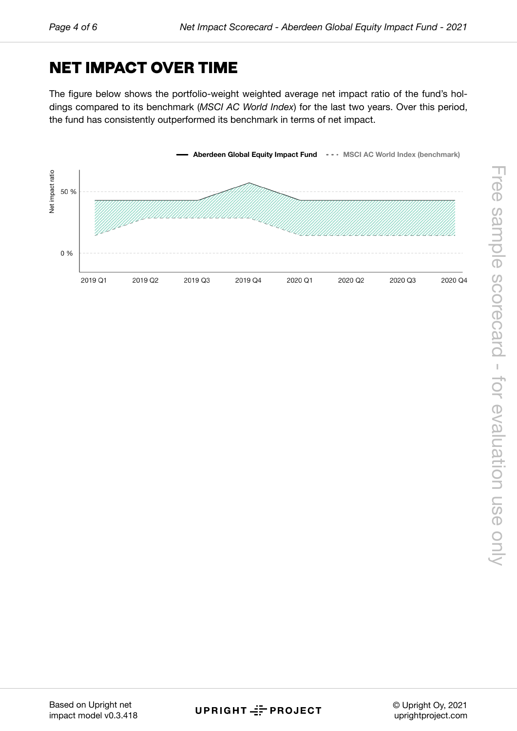# NET IMPACT OVER TIME

The figure below shows the portfolio-weight weighted average net impact ratio of the fund's holdings compared to its benchmark (*MSCI AC World Index*) for the last two years. Over this period, the fund has consistently outperformed its benchmark in terms of net impact.

Aberdeen Global Equity Impact Fund · MSCI AC World Index (benchmark)

Net impact ratio

50 %

0 %

2019 Q1 · 2019 Q2 · 2019 Q3 · 2019 Q4 · 2020 Q1 · 2020 Q2 · 2020 Q3 · 2020 Q4

Free sample scorecard - for evaluation use only

Based on Upright net impact model v0.3.418

UPRIGHT PROJECT

© Upright Oy, 2021
uprightproject.com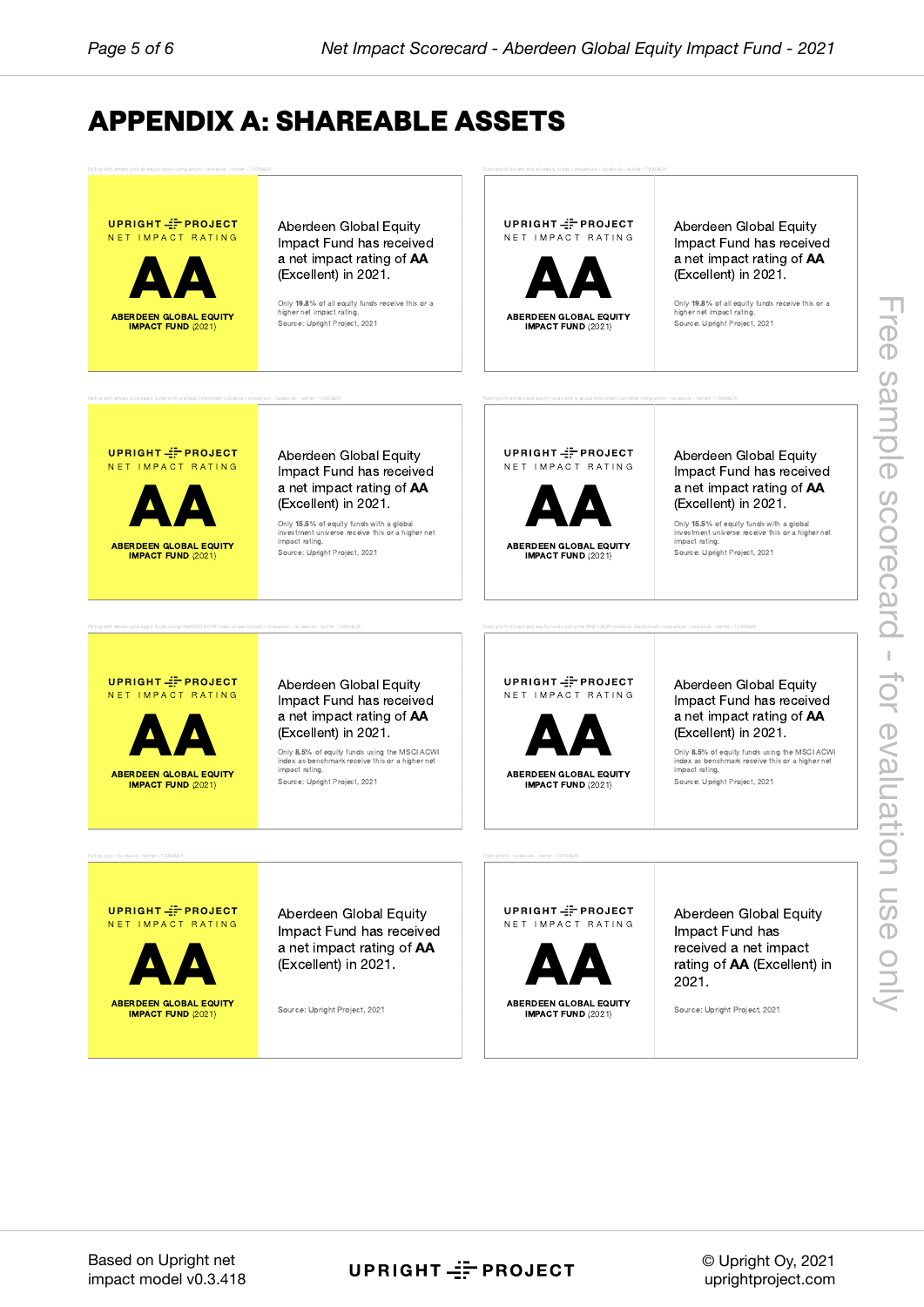# APPENDIX A: SHAREABLE ASSETS

Rating with drivers and all equity funds comparison - facebook - twitter - 1200x628

UPRIGHT PROJECT
NET IMPACT RATING

**AA**

**ABERDEEN GLOBAL EQUITY IMPACT FUND** (2021)

Aberdeen Global Equity Impact Fund has received a net impact rating of **AA** (Excellent) in 2021.

Only **19.8%** of all equity funds receive this or a higher net impact rating.

Source: Upright Project, 2021

Rating with drivers and all equity funds comparison - facebook - twitter - 1200x628

UPRIGHT PROJECT
NET IMPACT RATING

**AA**

**ABERDEEN GLOBAL EQUITY IMPACT FUND** (2021)

Aberdeen Global Equity Impact Fund has received a net impact rating of **AA** (Excellent) in 2021.

Only **19.8%** of all equity funds receive this or a higher net impact rating.

Source: Upright Project, 2021

Rating with drivers and equity funds with a global investment universe comparison - facebook - twitter - 1200x628

UPRIGHT PROJECT
NET IMPACT RATING

**AA**

**ABERDEEN GLOBAL EQUITY IMPACT FUND** (2021)

Aberdeen Global Equity Impact Fund has received a net impact rating of **AA** (Excellent) in 2021.

Only **15.5%** of equity funds with a global investment universe receive this or a higher net impact rating.

Source: Upright Project, 2021

Rating with drivers and equity funds with a global investment universe comparison - facebook - twitter - 1200x628

UPRIGHT PROJECT
NET IMPACT RATING

**AA**

**ABERDEEN GLOBAL EQUITY IMPACT FUND** (2021)

Aberdeen Global Equity Impact Fund has received a net impact rating of **AA** (Excellent) in 2021.

Only **15.5%** of equity funds with a global investment universe receive this or a higher net impact rating.

Source: Upright Project, 2021

Rating with drivers and equity funds using the MSCI ACWI index as benchmark comparison - facebook - twitter - 1200x628

UPRIGHT PROJECT
NET IMPACT RATING

**AA**

**ABERDEEN GLOBAL EQUITY IMPACT FUND** (2021)

Aberdeen Global Equity Impact Fund has received a net impact rating of **AA** (Excellent) in 2021.

Only **8.5%** of equity funds using the MSCI ACWI index as benchmark receive this or a higher net impact rating.

Source: Upright Project, 2021

Rating with drivers and equity funds using the MSCI ACWI index as benchmark comparison - facebook - twitter - 1200x628

UPRIGHT PROJECT
NET IMPACT RATING

**AA**

**ABERDEEN GLOBAL EQUITY IMPACT FUND** (2021)

Aberdeen Global Equity Impact Fund has received a net impact rating of **AA** (Excellent) in 2021.

Only **8.5%** of equity funds using the MSCI ACWI index as benchmark receive this or a higher net impact rating.

Source: Upright Project, 2021

Rating only - facebook - twitter - 1200x628

UPRIGHT PROJECT
NET IMPACT RATING

**AA**

**ABERDEEN GLOBAL EQUITY IMPACT FUND** (2021)

Aberdeen Global Equity Impact Fund has received a net impact rating of **AA** (Excellent) in 2021.

Source: Upright Project, 2021

Rating only - facebook - twitter - 1200x628

UPRIGHT PROJECT
NET IMPACT RATING

**AA**

**ABERDEEN GLOBAL EQUITY IMPACT FUND** (2021)

Aberdeen Global Equity Impact Fund has received a net impact rating of **AA** (Excellent) in 2021.

Source: Upright Project, 2021

Free sample scorecard - for evaluation use only

Based on Upright net impact model v0.3.418

UPRIGHT PROJECT

© Upright Oy, 2021
uprightproject.com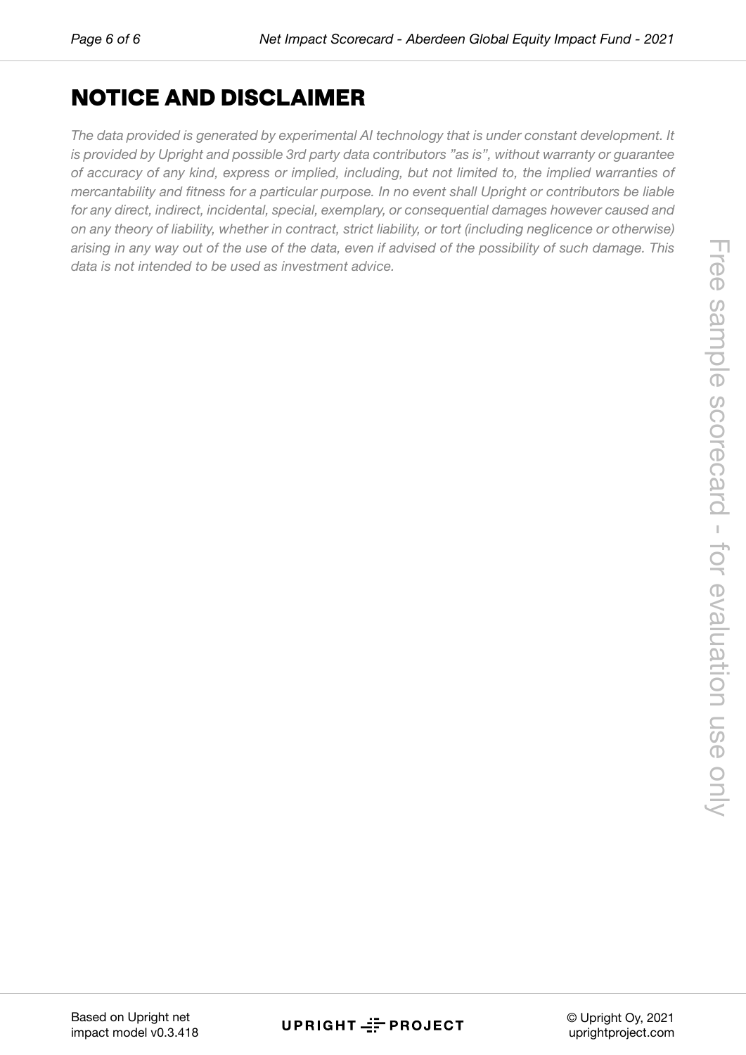# NOTICE AND DISCLAIMER

*The data provided is generated by experimental AI technology that is under constant development. It is provided by Upright and possible 3rd party data contributors "as is", without warranty or guarantee of accuracy of any kind, express or implied, including, but not limited to, the implied warranties of mercantability and fitness for a particular purpose. In no event shall Upright or contributors be liable for any direct, indirect, incidental, special, exemplary, or consequential damages however caused and on any theory of liability, whether in contract, strict liability, or tort (including neglicence or otherwise) arising in any way out of the use of the data, even if advised of the possibility of such damage. This data is not intended to be used as investment advice.*

Free sample scorecard - for evaluation use only